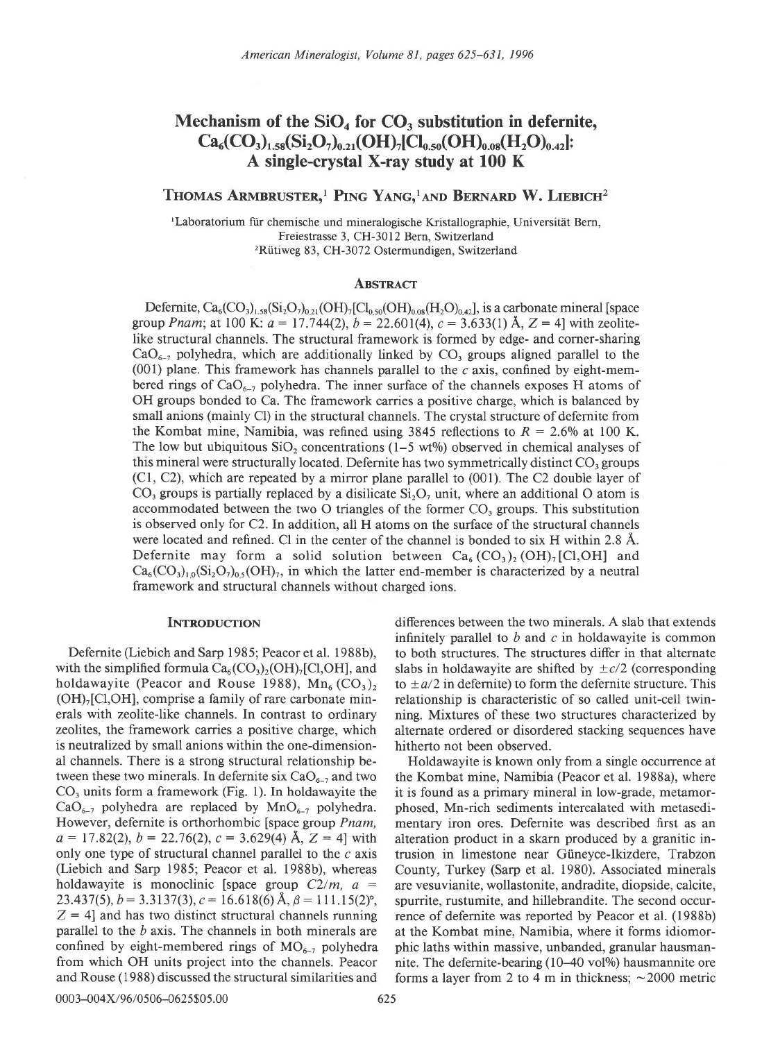# Mechanism of the $SiO_4$ for $CO_3$ substitution in defernite, $Ca_6(CO_3)_{1.58}(Si_2O_7)_{0.21}(OH)_7[Cl_{0.50}(OH)_{0.08}(H_2O)_{0.42}]$: A single-crystal X-ray study at 100 K

**Thomas Armbruster,[1] Ping Yang,[1] and Bernard W. Liebich[2]**

[1]Laboratorium für chemische und mineralogische Kristallographie, Universität Bern, Freiestrasse 3, CH-3012 Bern, Switzerland
[2]Rütiweg 83, CH-3072 Ostermundigen, Switzerland

## Abstract

Defernite, $Ca_6(CO_3)_{1.58}(Si_2O_7)_{0.21}(OH)_7[Cl_{0.50}(OH)_{0.08}(H_2O)_{0.42}]$, is a carbonate mineral [space group *Pnam*; at 100 K: $a$ = 17.744(2), $b$ = 22.601(4), $c$ = 3.633(1) Å, $Z$ = 4] with zeolite-like structural channels. The structural framework is formed by edge- and corner-sharing $CaO_{6-7}$ polyhedra, which are additionally linked by $CO_3$ groups aligned parallel to the (001) plane. This framework has channels parallel to the $c$ axis, confined by eight-membered rings of $CaO_{6-7}$ polyhedra. The inner surface of the channels exposes H atoms of OH groups bonded to Ca. The framework carries a positive charge, which is balanced by small anions (mainly Cl) in the structural channels. The crystal structure of defernite from the Kombat mine, Namibia, was refined using 3845 reflections to $R$ = 2.6% at 100 K. The low but ubiquitous $SiO_2$ concentrations (1–5 wt%) observed in chemical analyses of this mineral were structurally located. Defernite has two symmetrically distinct $CO_3$ groups (C1, C2), which are repeated by a mirror plane parallel to (001). The C2 double layer of $CO_3$ groups is partially replaced by a disilicate $Si_2O_7$ unit, where an additional O atom is accommodated between the two O triangles of the former $CO_3$ groups. This substitution is observed only for C2. In addition, all H atoms on the surface of the structural channels were located and refined. Cl in the center of the channel is bonded to six H within 2.8 Å. Defernite may form a solid solution between $Ca_6(CO_3)_2(OH)_7[Cl,OH]$ and $Ca_6(CO_3)_{1.0}(Si_2O_7)_{0.5}(OH)_7$, in which the latter end-member is characterized by a neutral framework and structural channels without charged ions.

## Introduction

Defernite (Liebich and Sarp 1985; Peacor et al. 1988b), with the simplified formula $Ca_6(CO_3)_2(OH)_7[Cl,OH]$, and holdawayite (Peacor and Rouse 1988), $Mn_6(CO_3)_2(OH)_7[Cl,OH]$, comprise a family of rare carbonate minerals with zeolite-like channels. In contrast to ordinary zeolites, the framework carries a positive charge, which is neutralized by small anions within the one-dimensional channels. There is a strong structural relationship between these two minerals. In defernite six $CaO_{6-7}$ and two $CO_3$ units form a framework (Fig. 1). In holdawayite the $CaO_{6-7}$ polyhedra are replaced by $MnO_{6-7}$ polyhedra. However, defernite is orthorhombic [space group *Pnam*, $a$ = 17.82(2), $b$ = 22.76(2), $c$ = 3.629(4) Å, $Z$ = 4] with only one type of structural channel parallel to the $c$ axis (Liebich and Sarp 1985; Peacor et al. 1988b), whereas holdawayite is monoclinic [space group *C2/m*, $a$ = 23.437(5), $b$ = 3.3137(3), $c$ = 16.618(6) Å, $\beta$ = 111.15(2)°, $Z$ = 4] and has two distinct structural channels running parallel to the $b$ axis. The channels in both minerals are confined by eight-membered rings of $MO_{6-7}$ polyhedra from which OH units project into the channels. Peacor and Rouse (1988) discussed the structural similarities and differences between the two minerals. A slab that extends infinitely parallel to $b$ and $c$ in holdawayite is common to both structures. The structures differ in that alternate slabs in holdawayite are shifted by $\pm c/2$ (corresponding to $\pm a/2$ in defernite) to form the defernite structure. This relationship is characteristic of so called unit-cell twinning. Mixtures of these two structures characterized by alternate ordered or disordered stacking sequences have hitherto not been observed.

Holdawayite is known only from a single occurrence at the Kombat mine, Namibia (Peacor et al. 1988a), where it is found as a primary mineral in low-grade, metamorphosed, Mn-rich sediments intercalated with metasedimentary iron ores. Defernite was described first as an alteration product in a skarn produced by a granitic intrusion in limestone near Güneyce-Ikizdere, Trabzon County, Turkey (Sarp et al. 1980). Associated minerals are vesuvianite, wollastonite, andradite, diopside, calcite, spurrite, rustumite, and hillebrandite. The second occurrence of defernite was reported by Peacor et al. (1988b) at the Kombat mine, Namibia, where it forms idiomorphic laths within massive, unbanded, granular hausmannite. The defernite-bearing (10–40 vol%) hausmannite ore forms a layer from 2 to 4 m in thickness; ~2000 metric

0003-004X/96/0506-0625$05.00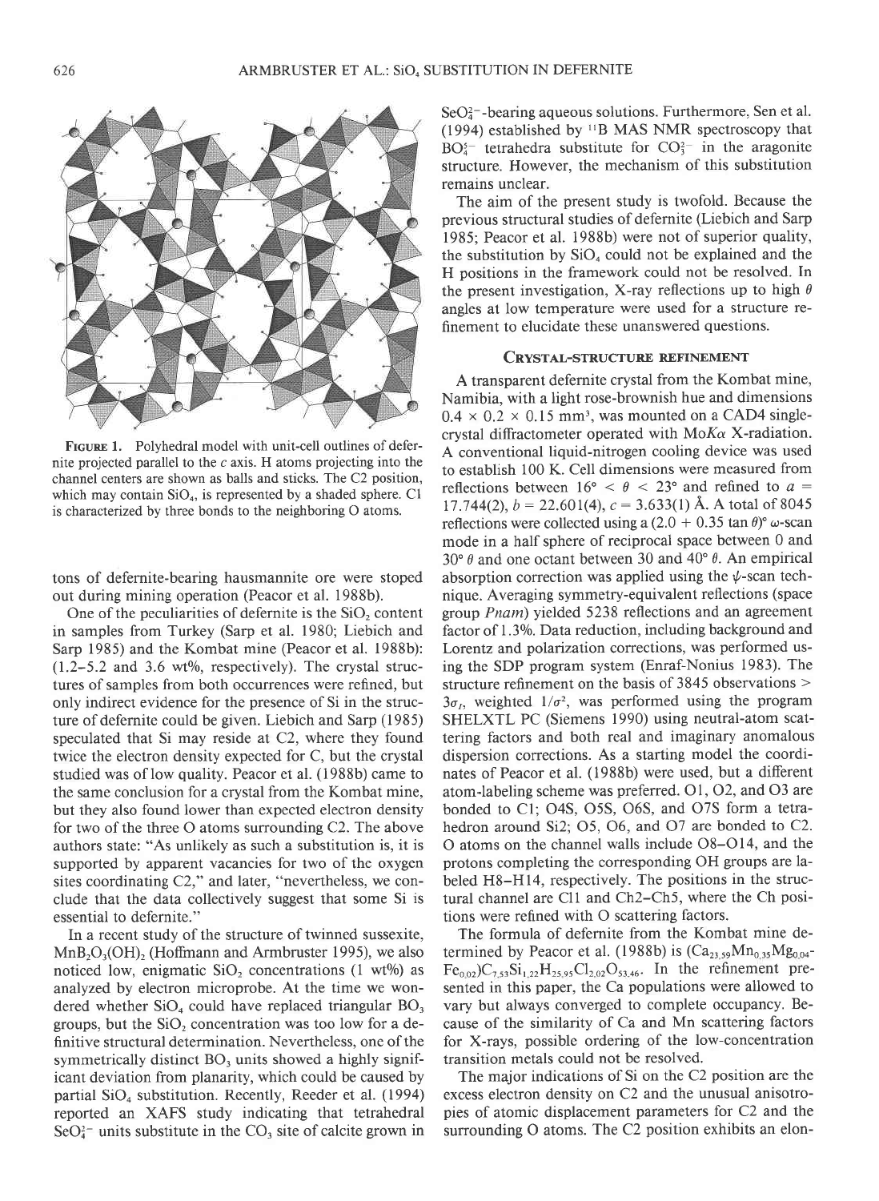FIGURE 1. Polyhedral model with unit-cell outlines of defernite projected parallel to the $c$ axis. H atoms projecting into the channel centers are shown as balls and sticks. The C2 position, which may contain $SiO_4$, is represented by a shaded sphere. C1 is characterized by three bonds to the neighboring O atoms.

tons of defernite-bearing hausmannite ore were stoped out during mining operation (Peacor et al. 1988b).

One of the peculiarities of defernite is the $SiO_2$ content in samples from Turkey (Sarp et al. 1980; Liebich and Sarp 1985) and the Kombat mine (Peacor et al. 1988b): (1.2–5.2 and 3.6 wt%, respectively). The crystal structures of samples from both occurrences were refined, but only indirect evidence for the presence of Si in the structure of defernite could be given. Liebich and Sarp (1985) speculated that Si may reside at C2, where they found twice the electron density expected for C, but the crystal studied was of low quality. Peacor et al. (1988b) came to the same conclusion for a crystal from the Kombat mine, but they also found lower than expected electron density for two of the three O atoms surrounding C2. The above authors state: "As unlikely as such a substitution is, it is supported by apparent vacancies for two of the oxygen sites coordinating C2," and later, "nevertheless, we conclude that the data collectively suggest that some Si is essential to defernite."

In a recent study of the structure of twinned sussexite, $MnB_2O_3(OH)_2$ (Hoffmann and Armbruster 1995), we also noticed low, enigmatic $SiO_2$ concentrations (1 wt%) as analyzed by electron microprobe. At the time we wondered whether $SiO_4$ could have replaced triangular $BO_3$ groups, but the $SiO_2$ concentration was too low for a definitive structural determination. Nevertheless, one of the symmetrically distinct $BO_3$ units showed a highly significant deviation from planarity, which could be caused by partial $SiO_4$ substitution. Recently, Reeder et al. (1994) reported an XAFS study indicating that tetrahedral $SeO_3^{2-}$ units substitute in the $CO_3$ site of calcite grown in $SeO_3^{2-}$-bearing aqueous solutions. Furthermore, Sen et al. (1994) established by $^{11}B$ MAS NMR spectroscopy that $BO_4^{5-}$ tetrahedra substitute for $CO_3^{2-}$ in the aragonite structure. However, the mechanism of this substitution remains unclear.

The aim of the present study is twofold. Because the previous structural studies of defernite (Liebich and Sarp 1985; Peacor et al. 1988b) were not of superior quality, the substitution by $SiO_4$ could not be explained and the H positions in the framework could not be resolved. In the present investigation, X-ray reflections up to high $\theta$ angles at low temperature were used for a structure refinement to elucidate these unanswered questions.

## CRYSTAL-STRUCTURE REFINEMENT

A transparent defernite crystal from the Kombat mine, Namibia, with a light rose-brownish hue and dimensions $0.4 \times 0.2 \times 0.15$ mm³, was mounted on a CAD4 single-crystal diffractometer operated with Mo$K\alpha$ X-radiation. A conventional liquid-nitrogen cooling device was used to establish 100 K. Cell dimensions were measured from reflections between $16° < \theta < 23°$ and refined to $a$ = 17.744(2), $b$ = 22.601(4), $c$ = 3.633(1) Å. A total of 8045 reflections were collected using a $(2.0 + 0.35 \tan \theta)°$ $\omega$-scan mode in a half sphere of reciprocal space between 0 and 30° $\theta$ and one octant between 30 and 40° $\theta$. An empirical absorption correction was applied using the $\psi$-scan technique. Averaging symmetry-equivalent reflections (space group $Pnam$) yielded 5238 reflections and an agreement factor of 1.3%. Data reduction, including background and Lorentz and polarization corrections, was performed using the SDP program system (Enraf-Nonius 1983). The structure refinement on the basis of 3845 observations $> 3\sigma_I$, weighted $1/\sigma^2$, was performed using the program SHELXTL PC (Siemens 1990) using neutral-atom scattering factors and both real and imaginary anomalous dispersion corrections. As a starting model the coordinates of Peacor et al. (1988b) were used, but a different atom-labeling scheme was preferred. O1, O2, and O3 are bonded to C1; O4S, O5S, O6S, and O7S form a tetrahedron around Si2; O5, O6, and O7 are bonded to C2. O atoms on the channel walls include O8–O14, and the protons completing the corresponding OH groups are labeled H8–H14, respectively. The positions in the structural channel are Cl1 and Ch2–Ch5, where the Ch positions were refined with O scattering factors.

The formula of defernite from the Kombat mine determined by Peacor et al. (1988b) is $(Ca_{23.59}Mn_{0.35}Mg_{0.04}Fe_{0.02})C_{7.53}Si_{1.22}H_{25.95}Cl_{2.02}O_{53.46}$. In the refinement presented in this paper, the Ca populations were allowed to vary but always converged to complete occupancy. Because of the similarity of Ca and Mn scattering factors for X-rays, possible ordering of the low-concentration transition metals could not be resolved.

The major indications of Si on the C2 position are the excess electron density on C2 and the unusual anisotropies of atomic displacement parameters for C2 and the surrounding O atoms. The C2 position exhibits an elon-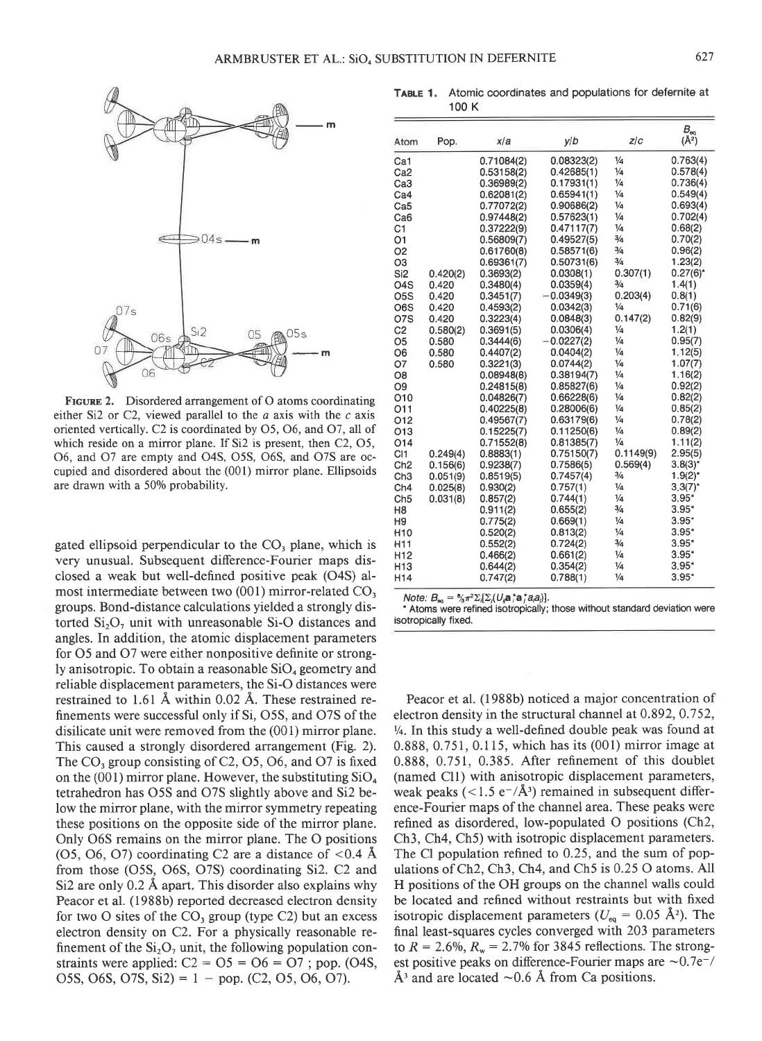FIGURE 2. Disordered arrangement of O atoms coordinating either Si2 or C2, viewed parallel to the *a* axis with the *c* axis oriented vertically. C2 is coordinated by O5, O6, and O7, all of which reside on a mirror plane. If Si2 is present, then C2, O5, O6, and O7 are empty and O4S, O5S, O6S, and O7S are occupied and disordered about the (001) mirror plane. Ellipsoids are drawn with a 50% probability.

gated ellipsoid perpendicular to the $CO_3$ plane, which is very unusual. Subsequent difference-Fourier maps disclosed a weak but well-defined positive peak (O4S) almost intermediate between two (001) mirror-related $CO_3$ groups. Bond-distance calculations yielded a strongly distorted $Si_2O_7$ unit with unreasonable Si-O distances and angles. In addition, the atomic displacement parameters for O5 and O7 were either nonpositive definite or strongly anisotropic. To obtain a reasonable $SiO_4$ geometry and reliable displacement parameters, the Si-O distances were restrained to 1.61 Å within 0.02 Å. These restrained refinements were successful only if Si, O5S, and O7S of the disilicate unit were removed from the (001) mirror plane. This caused a strongly disordered arrangement (Fig. 2). The $CO_3$ group consisting of C2, O5, O6, and O7 is fixed on the (001) mirror plane. However, the substituting $SiO_4$ tetrahedron has O5S and O7S slightly above and Si2 below the mirror plane, with the mirror symmetry repeating these positions on the opposite side of the mirror plane. Only O6S remains on the mirror plane. The O positions (O5, O6, O7) coordinating C2 are a distance of <0.4 Å from those (O5S, O6S, O7S) coordinating Si2. C2 and Si2 are only 0.2 Å apart. This disorder also explains why Peacor et al. (1988b) reported decreased electron density for two O sites of the $CO_3$ group (type C2) but an excess electron density on C2. For a physically reasonable refinement of the $Si_2O_7$ unit, the following population constraints were applied: C2 = O5 = O6 = O7 ; pop. (O4S, O5S, O6S, O7S, Si2) = 1 − pop. (C2, O5, O6, O7).

**TABLE 1.** Atomic coordinates and populations for defernite at 100 K

| Atom | Pop. | *x/a* | *y/b* | *z/c* | $B_{eq}$ (Å²) |
|---|---|---|---|---|---|
| Ca1 | | 0.71084(2) | 0.08323(2) | ¼ | 0.763(4) |
| Ca2 | | 0.53158(2) | 0.42685(1) | ¼ | 0.578(4) |
| Ca3 | | 0.36989(2) | 0.17931(1) | ¼ | 0.736(4) |
| Ca4 | | 0.62081(2) | 0.65941(1) | ¼ | 0.549(4) |
| Ca5 | | 0.77072(2) | 0.90686(2) | ¼ | 0.693(4) |
| Ca6 | | 0.97448(2) | 0.57623(1) | ¼ | 0.702(4) |
| C1 | | 0.37222(9) | 0.47117(7) | ¼ | 0.68(2) |
| O1 | | 0.56809(7) | 0.49527(5) | ¾ | 0.70(2) |
| O2 | | 0.61760(8) | 0.58571(6) | ¾ | 0.96(2) |
| O3 | | 0.69361(7) | 0.50731(6) | ¾ | 1.23(2) |
| Si2 | 0.420(2) | 0.3693(2) | 0.0308(1) | 0.307(1) | 0.27(6)* |
| O4S | 0.420 | 0.3480(4) | 0.0359(4) | ¾ | 1.4(1) |
| O5S | 0.420 | 0.3451(7) | −0.0349(3) | 0.203(4) | 0.8(1) |
| O6S | 0.420 | 0.4593(2) | 0.0342(3) | ¼ | 0.71(6) |
| O7S | 0.420 | 0.3223(4) | 0.0848(3) | 0.147(2) | 0.82(9) |
| C2 | 0.580(2) | 0.3691(5) | 0.0306(4) | ¼ | 1.2(1) |
| O5 | 0.580 | 0.3444(6) | −0.0227(2) | ¼ | 0.95(7) |
| O6 | 0.580 | 0.4407(2) | 0.0404(2) | ¼ | 1.12(5) |
| O7 | 0.580 | 0.3221(3) | 0.0744(2) | ¼ | 1.07(7) |
| O8 | | 0.08948(8) | 0.38194(7) | ¼ | 1.16(2) |
| O9 | | 0.24815(8) | 0.85827(6) | ¼ | 0.92(2) |
| O10 | | 0.04826(7) | 0.66228(6) | ¼ | 0.82(2) |
| O11 | | 0.40225(8) | 0.28006(6) | ¼ | 0.85(2) |
| O12 | | 0.49567(7) | 0.63179(6) | ¼ | 0.78(2) |
| O13 | | 0.15225(7) | 0.11250(6) | ¼ | 0.89(2) |
| O14 | | 0.71552(8) | 0.81385(7) | ¼ | 1.11(2) |
| Cl1 | 0.249(4) | 0.8883(1) | 0.75150(7) | 0.1149(9) | 2.95(5) |
| Ch2 | 0.156(6) | 0.9238(7) | 0.7586(5) | 0.569(4) | 3.8(3)* |
| Ch3 | 0.051(9) | 0.8519(5) | 0.7457(4) | ¾ | 1.9(2)* |
| Ch4 | 0.025(8) | 0.930(2) | 0.757(1) | ¼ | 3.3(7)* |
| Ch5 | 0.031(8) | 0.857(2) | 0.744(1) | ¼ | 3.95* |
| H8 | | 0.911(2) | 0.655(2) | ¾ | 3.95* |
| H9 | | 0.775(2) | 0.669(1) | ¼ | 3.95* |
| H10 | | 0.520(2) | 0.813(2) | ¼ | 3.95* |
| H11 | | 0.552(2) | 0.724(2) | ¾ | 3.95* |
| H12 | | 0.466(2) | 0.661(2) | ¼ | 3.95* |
| H13 | | 0.644(2) | 0.354(2) | ¼ | 3.95* |
| H14 | | 0.747(2) | 0.788(1) | ¼ | 3.95* |

*Note:* $B_{eq} = \frac{8}{3}\pi^2\Sigma_i[\Sigma_j(U_{ij}a_i^*a_j^*a_ia_j)]$.

\* Atoms were refined isotropically; those without standard deviation were isotropically fixed.

Peacor et al. (1988b) noticed a major concentration of electron density in the structural channel at 0.892, 0.752, ¼. In this study a well-defined double peak was found at 0.888, 0.751, 0.115, which has its (001) mirror image at 0.888, 0.751, 0.385. After refinement of this doublet (named Cl1) with anisotropic displacement parameters, weak peaks (<1.5 e⁻/Å³) remained in subsequent difference-Fourier maps of the channel area. These peaks were refined as disordered, low-populated O positions (Ch2, Ch3, Ch4, Ch5) with isotropic displacement parameters. The Cl population refined to 0.25, and the sum of populations of Ch2, Ch3, Ch4, and Ch5 is 0.25 O atoms. All H positions of the OH groups on the channel walls could be located and refined without restraints but with fixed isotropic displacement parameters ($U_{eq}$ = 0.05 Å²). The final least-squares cycles converged with 203 parameters to $R$ = 2.6%, $R_w$ = 2.7% for 3845 reflections. The strongest positive peaks on difference-Fourier maps are ~0.7e⁻/Å³ and are located ~0.6 Å from Ca positions.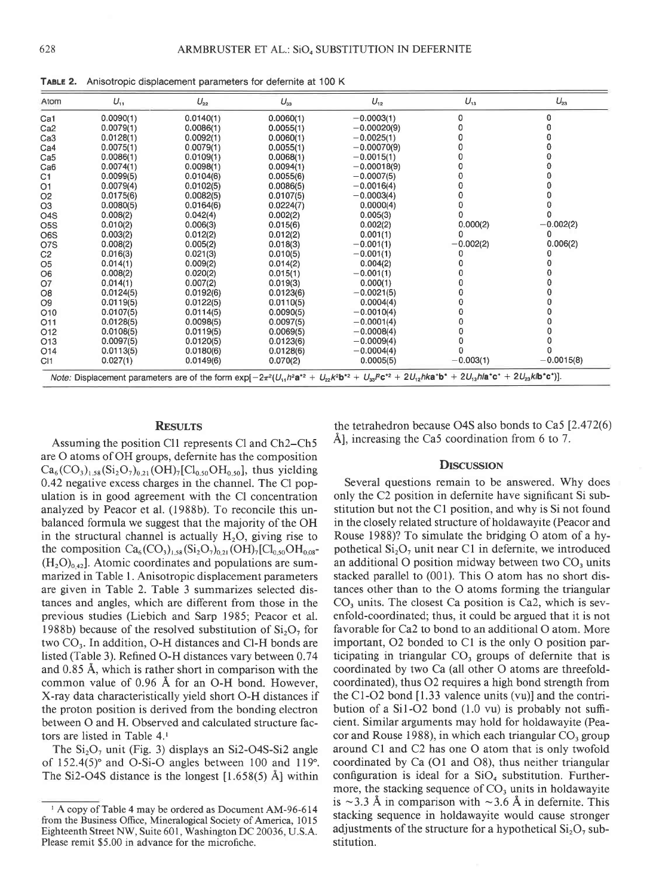**TABLE 2.** Anisotropic displacement parameters for defernite at 100 K

| Atom | $U_{11}$ | $U_{22}$ | $U_{33}$ | $U_{12}$ | $U_{13}$ | $U_{23}$ |
|---|---|---|---|---|---|---|
| Ca1 | 0.0090(1) | 0.0140(1) | 0.0060(1) | −0.0003(1) | 0 | 0 |
| Ca2 | 0.0079(1) | 0.0086(1) | 0.0055(1) | −0.00020(9) | 0 | 0 |
| Ca3 | 0.0128(1) | 0.0092(1) | 0.0060(1) | −0.0025(1) | 0 | 0 |
| Ca4 | 0.0075(1) | 0.0079(1) | 0.0055(1) | −0.00070(9) | 0 | 0 |
| Ca5 | 0.0086(1) | 0.0109(1) | 0.0068(1) | −0.0015(1) | 0 | 0 |
| Ca6 | 0.0074(1) | 0.0098(1) | 0.0094(1) | −0.00018(9) | 0 | 0 |
| C1 | 0.0099(5) | 0.0104(6) | 0.0055(6) | −0.0007(5) | 0 | 0 |
| O1 | 0.0079(4) | 0.0102(5) | 0.0086(5) | −0.0016(4) | 0 | 0 |
| O2 | 0.0175(6) | 0.0082(5) | 0.0107(5) | −0.0003(4) | 0 | 0 |
| O3 | 0.0080(5) | 0.0164(6) | 0.0224(7) | 0.0000(4) | 0 | 0 |
| O4S | 0.008(2) | 0.042(4) | 0.002(2) | 0.005(3) | 0 | 0 |
| O5S | 0.010(2) | 0.006(3) | 0.015(6) | 0.002(2) | 0.000(2) | −0.002(2) |
| O6S | 0.003(2) | 0.012(2) | 0.012(2) | 0.001(1) | 0 | 0 |
| O7S | 0.008(2) | 0.005(2) | 0.018(3) | −0.001(1) | −0.002(2) | 0.006(2) |
| C2 | 0.016(3) | 0.021(3) | 0.010(5) | −0.001(1) | 0 | 0 |
| O5 | 0.014(1) | 0.009(2) | 0.014(2) | 0.004(2) | 0 | 0 |
| O6 | 0.008(2) | 0.020(2) | 0.015(1) | −0.001(1) | 0 | 0 |
| O7 | 0.014(1) | 0.007(2) | 0.019(3) | 0.000(1) | 0 | 0 |
| O8 | 0.0124(5) | 0.0192(6) | 0.0123(6) | −0.0021(5) | 0 | 0 |
| O9 | 0.0119(5) | 0.0122(5) | 0.0110(5) | 0.0004(4) | 0 | 0 |
| O10 | 0.0107(5) | 0.0114(5) | 0.0090(5) | −0.0010(4) | 0 | 0 |
| O11 | 0.0128(5) | 0.0098(5) | 0.0097(5) | −0.0001(4) | 0 | 0 |
| O12 | 0.0108(5) | 0.0119(5) | 0.0069(5) | −0.0008(4) | 0 | 0 |
| O13 | 0.0097(5) | 0.0120(5) | 0.0123(6) | −0.0009(4) | 0 | 0 |
| O14 | 0.0113(5) | 0.0180(6) | 0.0128(6) | −0.0004(4) | 0 | 0 |
| Cl1 | 0.027(1) | 0.0149(6) | 0.070(2) | 0.0005(5) | −0.003(1) | −0.0015(8) |

*Note:* Displacement parameters are of the form $\exp[-2\pi^2(U_{11}h^2a^{*2} + U_{22}k^2b^{*2} + U_{33}l^2c^{*2} + 2U_{12}hka^*b^* + 2U_{13}hla^*c^* + 2U_{23}klb^*c^*)]$.

## RESULTS

Assuming the position Cl1 represents Cl and Ch2–Ch5 are O atoms of OH groups, defernite has the composition $Ca_6(CO_3)_{1.58}(Si_2O_7)_{0.21}(OH)_7[Cl_{0.50}OH_{0.50}]$, thus yielding 0.42 negative excess charges in the channel. The Cl population is in good agreement with the Cl concentration analyzed by Peacor et al. (1988b). To reconcile this unbalanced formula we suggest that the majority of the OH in the structural channel is actually $H_2O$, giving rise to the composition $Ca_6(CO_3)_{1.58}(Si_2O_7)_{0.21}(OH)_7[Cl_{0.50}OH_{0.08}(H_2O)_{0.42}]$. Atomic coordinates and populations are summarized in Table 1. Anisotropic displacement parameters are given in Table 2. Table 3 summarizes selected distances and angles, which are different from those in the previous studies (Liebich and Sarp 1985; Peacor et al. 1988b) because of the resolved substitution of $Si_2O_7$ for two $CO_3$. In addition, O-H distances and Cl-H bonds are listed (Table 3). Refined O-H distances vary between 0.74 and 0.85 Å, which is rather short in comparison with the common value of 0.96 Å for an O-H bond. However, X-ray data characteristically yield short O-H distances if the proton position is derived from the bonding electron between O and H. Observed and calculated structure factors are listed in Table 4.[1]

The $Si_2O_7$ unit (Fig. 3) displays an Si2-O4S-Si2 angle of 152.4(5)° and O-Si-O angles between 100 and 119°. The Si2-O4S distance is the longest [1.658(5) Å] within the tetrahedron because O4S also bonds to Ca5 [2.472(6) Å], increasing the Ca5 coordination from 6 to 7.

## DISCUSSION

Several questions remain to be answered. Why does only the C2 position in defernite have significant Si substitution but not the C1 position, and why is Si not found in the closely related structure of holdawayite (Peacor and Rouse 1988)? To simulate the bridging O atom of a hypothetical $Si_2O_7$ unit near C1 in defernite, we introduced an additional O position midway between two $CO_3$ units stacked parallel to (001). This O atom has no short distances other than to the O atoms forming the triangular $CO_3$ units. The closest Ca position is Ca2, which is sevenfold-coordinated; thus, it could be argued that it is not favorable for Ca2 to bond to an additional O atom. More important, O2 bonded to C1 is the only O position participating in triangular $CO_3$ groups of defernite that is coordinated by two Ca (all other O atoms are threefold-coordinated), thus O2 requires a high bond strength from the C1-O2 bond [1.33 valence units (vu)] and the contribution of a Si1-O2 bond (1.0 vu) is probably not sufficient. Similar arguments may hold for holdawayite (Peacor and Rouse 1988), in which each triangular $CO_3$ group around C1 and C2 has one O atom that is only twofold coordinated by Ca (O1 and O8), thus neither triangular configuration is ideal for a $SiO_4$ substitution. Furthermore, the stacking sequence of $CO_3$ units in holdawayite is ~3.3 Å in comparison with ~3.6 Å in defernite. This stacking sequence in holdawayite would cause stronger adjustments of the structure for a hypothetical $Si_2O_7$ substitution.

[1] A copy of Table 4 may be ordered as Document AM-96-614 from the Business Office, Mineralogical Society of America, 1015 Eighteenth Street NW, Suite 601, Washington DC 20036, U.S.A. Please remit $5.00 in advance for the microfiche.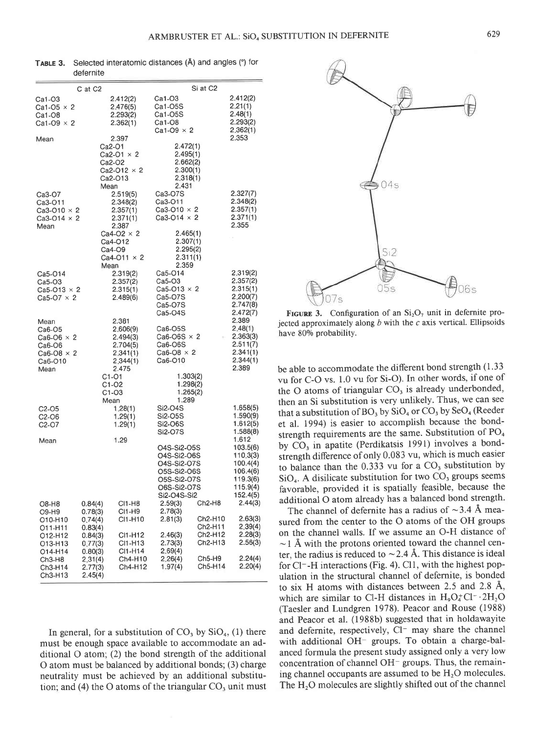**Table 3.** Selected interatomic distances (Å) and angles (°) for defernite

| C at C2 | | | | Si at C2 | |
|---|---|---|---|---|---|
| Ca1-O3 | 2.412(2) | | | Ca1-O3 | 2.412(2) |
| Ca1-O5 × 2 | 2.476(5) | | | Ca1-O5S | 2.21(1) |
| Ca1-O8 | 2.293(2) | | | Ca1-O5S | 2.48(1) |
| Ca1-O9 × 2 | 2.362(1) | | | Ca1-O8 | 2.293(2) |
| | | | | Ca1-O9 × 2 | 2.362(1) |
| Mean | 2.397 | | | | 2.353 |
| | | Ca2-O1 | 2.472(1) | | |
| | | Ca2-O1 × 2 | 2.495(1) | | |
| | | Ca2-O2 | 2.662(2) | | |
| | | Ca2-O12 × 2 | 2.300(1) | | |
| | | Ca2-O13 | 2.318(1) | | |
| | | Mean | 2.431 | | |
| Ca3-O7 | 2.519(5) | | | Ca3-O7S | 2.327(7) |
| Ca3-O11 | 2.348(2) | | | Ca3-O11 | 2.348(2) |
| Ca3-O10 × 2 | 2.357(1) | | | Ca3-O10 × 2 | 2.357(1) |
| Ca3-O14 × 2 | 2.371(1) | | | Ca3-O14 × 2 | 2.371(1) |
| Mean | 2.387 | | | | 2.355 |
| | | Ca4-O2 × 2 | 2.465(1) | | |
| | | Ca4-O12 | 2.307(1) | | |
| | | Ca4-O9 | 2.295(2) | | |
| | | Ca4-O11 × 2 | 2.311(1) | | |
| | | Mean | 2.359 | | |
| Ca5-O14 | 2.319(2) | | | Ca5-O14 | 2.319(2) |
| Ca5-O3 | 2.357(2) | | | Ca5-O3 | 2.357(2) |
| Ca5-O13 × 2 | 2.315(1) | | | Ca5-O13 × 2 | 2.315(1) |
| Ca5-O7 × 2 | 2.489(6) | | | Ca5-O7S | 2.200(7) |
| | | | | Ca5-O7S | 2.747(8) |
| | | | | Ca5-O4S | 2.472(7) |
| Mean | 2.381 | | | | 2.389 |
| Ca6-O5 | 2.606(9) | | | Ca6-O5S | 2.48(1) |
| Ca6-O6 × 2 | 2.494(3) | | | Ca6-O6S × 2 | 2.363(3) |
| Ca6-O6 | 2.704(5) | | | Ca6-O6S | 2.511(7) |
| Ca6-O8 × 2 | 2.341(1) | | | Ca6-O8 × 2 | 2.341(1) |
| Ca6-O10 | 2.344(1) | | | Ca6-O10 | 2.344(1) |
| Mean | 2.475 | | | | 2.389 |
| | | C1-O1 | 1.303(2) | | |
| | | C1-O2 | 1.298(2) | | |
| | | C1-O3 | 1.265(2) | | |
| | | Mean | 1.289 | | |
| C2-O5 | 1.28(1) | | | Si2-O4S | 1.658(5) |
| C2-O6 | 1.29(1) | | | Si2-O5S | 1.590(9) |
| C2-O7 | 1.29(1) | | | Si2-O6S | 1.612(5) |
| | | | | Si2-O7S | 1.588(8) |
| Mean | 1.29 | | | | 1.612 |
| | | | | O4S-Si2-O5S | 103.5(6) |
| | | | | O4S-Si2-O6S | 110.3(3) |
| | | | | O4S-Si2-O7S | 100.4(4) |
| | | | | O5S-Si2-O6S | 106.4(6) |
| | | | | O5S-Si2-O7S | 119.3(6) |
| | | | | O6S-Si2-O7S | 115.9(4) |
| | | | | Si2-O4S-Si2 | 152.4(5) |
| O8-H8 | 0.84(4) | Cl1-H8 | 2.59(3) | Ch2-H8 | 2.44(3) |
| O9-H9 | 0.78(3) | Cl1-H9 | 2.78(3) | | |
| O10-H10 | 0.74(4) | Cl1-H10 | 2.81(3) | Ch2-H10 | 2.63(3) |
| O11-H11 | 0.83(4) | | | Ch2-H11 | 2.39(4) |
| O12-H12 | 0.84(3) | Cl1-H12 | 2.46(3) | Ch2-H12 | 2.28(3) |
| O13-H13 | 0.77(3) | Cl1-H13 | 2.73(3) | Ch2-H13 | 2.56(3) |
| O14-H14 | 0.80(3) | Cl1-H14 | 2.69(4) | | |
| Ch3-H8 | 2.31(4) | Ch4-H10 | 2.26(4) | Ch5-H9 | 2.24(4) |
| Ch3-H14 | 2.77(3) | Ch4-H12 | 1.97(4) | Ch5-H14 | 2.20(4) |
| Ch3-H13 | 2.45(4) | | | | |

In general, for a substitution of $CO_3$ by $SiO_4$, (1) there must be enough space available to accommodate an additional O atom; (2) the bond strength of the additional O atom must be balanced by additional bonds; (3) charge neutrality must be achieved by an additional substitution; and (4) the O atoms of the triangular $CO_3$ unit must be able to accommodate the different bond strength (1.33 vu for C-O vs. 1.0 vu for Si-O). In other words, if one of the O atoms of triangular $CO_3$ is already underbonded, then an Si substitution is very unlikely. Thus, we can see that a substitution of $BO_3$ by $SiO_4$ or $CO_3$ by $SeO_4$ (Reeder et al. 1994) is easier to accomplish because the bond-strength requirements are the same. Substitution of $PO_4$ by $CO_3$ in apatite (Perdikatsis 1991) involves a bond-strength difference of only 0.083 vu, which is much easier to balance than the 0.333 vu for a $CO_3$ substitution by $SiO_4$. A disilicate substitution for two $CO_3$ groups seems favorable, provided it is spatially feasible, because the additional O atom already has a balanced bond strength.

Figure 3. Configuration of an $Si_2O_7$ unit in defernite projected approximately along $b$ with the $c$ axis vertical. Ellipsoids have 80% probability.

The channel of defernite has a radius of ~3.4 Å measured from the center to the O atoms of the OH groups on the channel walls. If we assume an O-H distance of ~1 Å with the protons oriented toward the channel center, the radius is reduced to ~2.4 Å. This distance is ideal for $Cl^-$-H interactions (Fig. 4). Cl1, with the highest population in the structural channel of defernite, is bonded to six H atoms with distances between 2.5 and 2.8 Å, which are similar to Cl-H distances in $H_9O_4^+Cl^- \cdot 2H_2O$ (Taesler and Lundgren 1978). Peacor and Rouse (1988) and Peacor et al. (1988b) suggested that in holdawayite and defernite, respectively, $Cl^-$ may share the channel with additional $OH^-$ groups. To obtain a charge-balanced formula the present study assigned only a very low concentration of channel $OH^-$ groups. Thus, the remaining channel occupants are assumed to be $H_2O$ molecules. The $H_2O$ molecules are slightly shifted out of the channel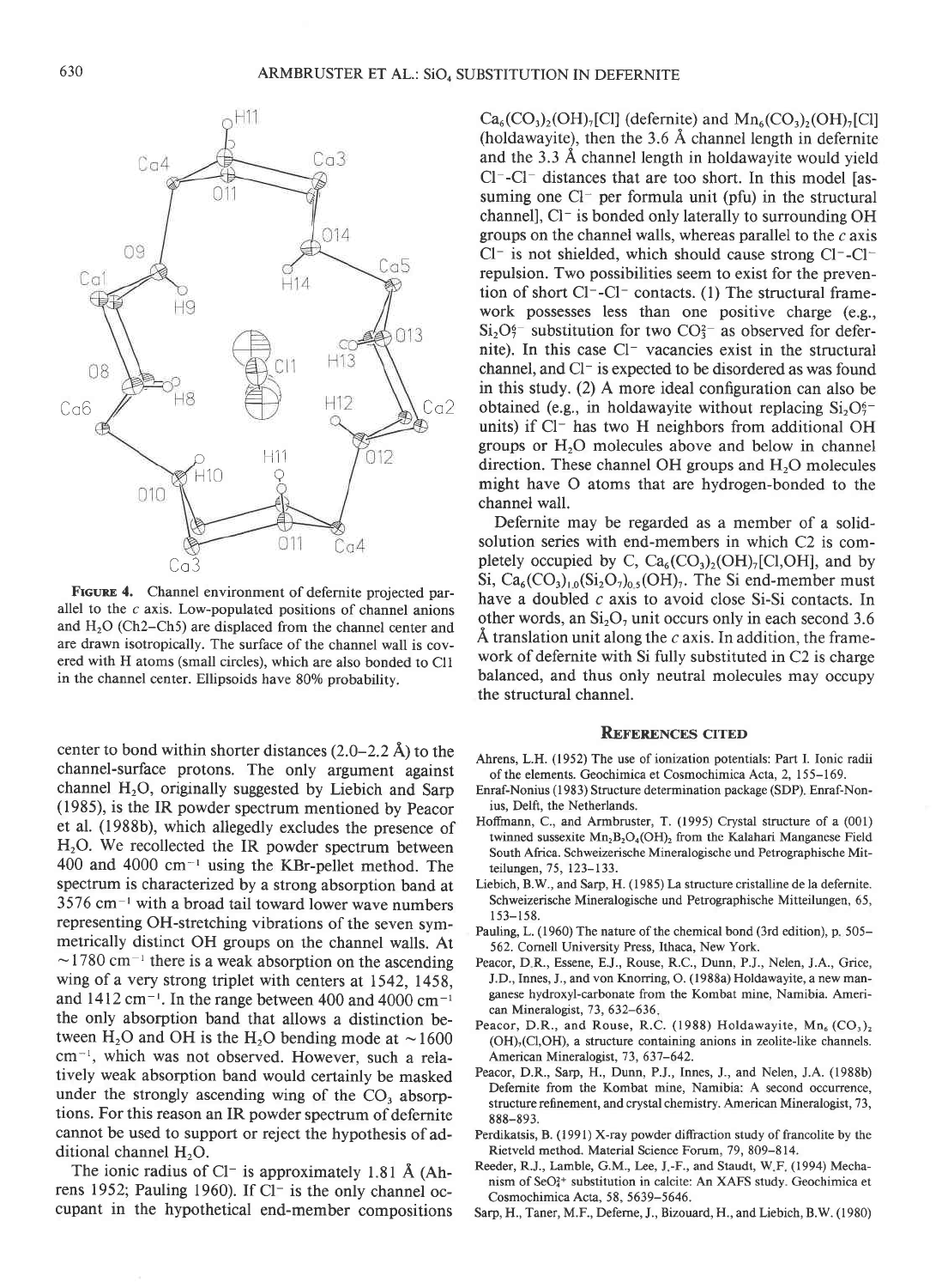FIGURE 4. Channel environment of defernite projected parallel to the c axis. Low-populated positions of channel anions and $H_2O$ (Ch2–Ch5) are displaced from the channel center and are drawn isotropically. The surface of the channel wall is covered with H atoms (small circles), which are also bonded to Cl1 in the channel center. Ellipsoids have 80% probability.

center to bond within shorter distances (2.0–2.2 Å) to the channel-surface protons. The only argument against channel $H_2O$, originally suggested by Liebich and Sarp (1985), is the IR powder spectrum mentioned by Peacor et al. (1988b), which allegedly excludes the presence of $H_2O$. We recollected the IR powder spectrum between 400 and 4000 $cm^{-1}$ using the KBr-pellet method. The spectrum is characterized by a strong absorption band at 3576 $cm^{-1}$ with a broad tail toward lower wave numbers representing OH-stretching vibrations of the seven symmetrically distinct OH groups on the channel walls. At ~1780 $cm^{-1}$ there is a weak absorption on the ascending wing of a very strong triplet with centers at 1542, 1458, and 1412 $cm^{-1}$. In the range between 400 and 4000 $cm^{-1}$ the only absorption band that allows a distinction between $H_2O$ and OH is the $H_2O$ bending mode at ~1600 $cm^{-1}$, which was not observed. However, such a relatively weak absorption band would certainly be masked under the strongly ascending wing of the $CO_3$ absorptions. For this reason an IR powder spectrum of defernite cannot be used to support or reject the hypothesis of additional channel $H_2O$.

The ionic radius of $Cl^-$ is approximately 1.81 Å (Ahrens 1952; Pauling 1960). If $Cl^-$ is the only channel occupant in the hypothetical end-member compositions $Ca_6(CO_3)_2(OH)_7[Cl]$ (defernite) and $Mn_6(CO_3)_2(OH)_7[Cl]$ (holdawayite), then the 3.6 Å channel length in defernite and the 3.3 Å channel length in holdawayite would yield $Cl^-$-$Cl^-$ distances that are too short. In this model [assuming one $Cl^-$ per formula unit (pfu) in the structural channel], $Cl^-$ is bonded only laterally to surrounding OH groups on the channel walls, whereas parallel to the c axis $Cl^-$ is not shielded, which should cause strong $Cl^-$-$Cl^-$ repulsion. Two possibilities seem to exist for the prevention of short $Cl^-$-$Cl^-$ contacts. (1) The structural framework possesses less than one positive charge (e.g., $Si_2O_7^{6-}$ substitution for two $CO_3^{2-}$ as observed for defernite). In this case $Cl^-$ vacancies exist in the structural channel, and $Cl^-$ is expected to be disordered as was found in this study. (2) A more ideal configuration can also be obtained (e.g., in holdawayite without replacing $Si_2O_7^{6-}$ units) if $Cl^-$ has two H neighbors from additional OH groups or $H_2O$ molecules above and below in channel direction. These channel OH groups and $H_2O$ molecules might have O atoms that are hydrogen-bonded to the channel wall.

Defernite may be regarded as a member of a solid-solution series with end-members in which C2 is completely occupied by C, $Ca_6(CO_3)_2(OH)_7[Cl,OH]$, and by Si, $Ca_6(CO_3)_{1.0}(Si_2O_7)_{0.5}(OH)_7$. The Si end-member must have a doubled c axis to avoid close Si-Si contacts. In other words, an $Si_2O_7$ unit occurs only in each second 3.6 Å translation unit along the c axis. In addition, the framework of defernite with Si fully substituted in C2 is charge balanced, and thus only neutral molecules may occupy the structural channel.

## REFERENCES CITED

Ahrens, L.H. (1952) The use of ionization potentials: Part I. Ionic radii of the elements. Geochimica et Cosmochimica Acta, 2, 155–169.

Enraf-Nonius (1983) Structure determination package (SDP). Enraf-Nonius, Delft, the Netherlands.

Hoffmann, C., and Armbruster, T. (1995) Crystal structure of a (001) twinned sussexite $Mn_2B_2O_4(OH)_2$ from the Kalahari Manganese Field South Africa. Schweizerische Mineralogische und Petrographische Mitteilungen, 75, 123–133.

Liebich, B.W., and Sarp, H. (1985) La structure cristalline de la defernite. Schweizerische Mineralogische und Petrographische Mitteilungen, 65, 153–158.

Pauling, L. (1960) The nature of the chemical bond (3rd edition), p. 505–562. Cornell University Press, Ithaca, New York.

Peacor, D.R., Essene, E.J., Rouse, R.C., Dunn, P.J., Nelen, J.A., Grice, J.D., Innes, J., and von Knorring, O. (1988a) Holdawayite, a new manganese hydroxyl-carbonate from the Kombat mine, Namibia. American Mineralogist, 73, 632–636.

Peacor, D.R., and Rouse, R.C. (1988) Holdawayite, $Mn_6(CO_3)_2(OH)_7(Cl,OH)$, a structure containing anions in zeolite-like channels. American Mineralogist, 73, 637–642.

Peacor, D.R., Sarp, H., Dunn, P.J., Innes, J., and Nelen, J.A. (1988b) Defernite from the Kombat mine, Namibia: A second occurrence, structure refinement, and crystal chemistry. American Mineralogist, 73, 888–893.

Perdikatsis, B. (1991) X-ray powder diffraction study of francolite by the Rietveld method. Material Science Forum, 79, 809–814.

Reeder, R.J., Lamble, G.M., Lee, J.-F., and Staudt, W.F. (1994) Mechanism of $SeO_4^{2-}$ substitution in calcite: An XAFS study. Geochimica et Cosmochimica Acta, 58, 5639–5646.

Sarp, H., Taner, M.F., Deferne, J., Bizouard, H., and Liebich, B.W. (1980)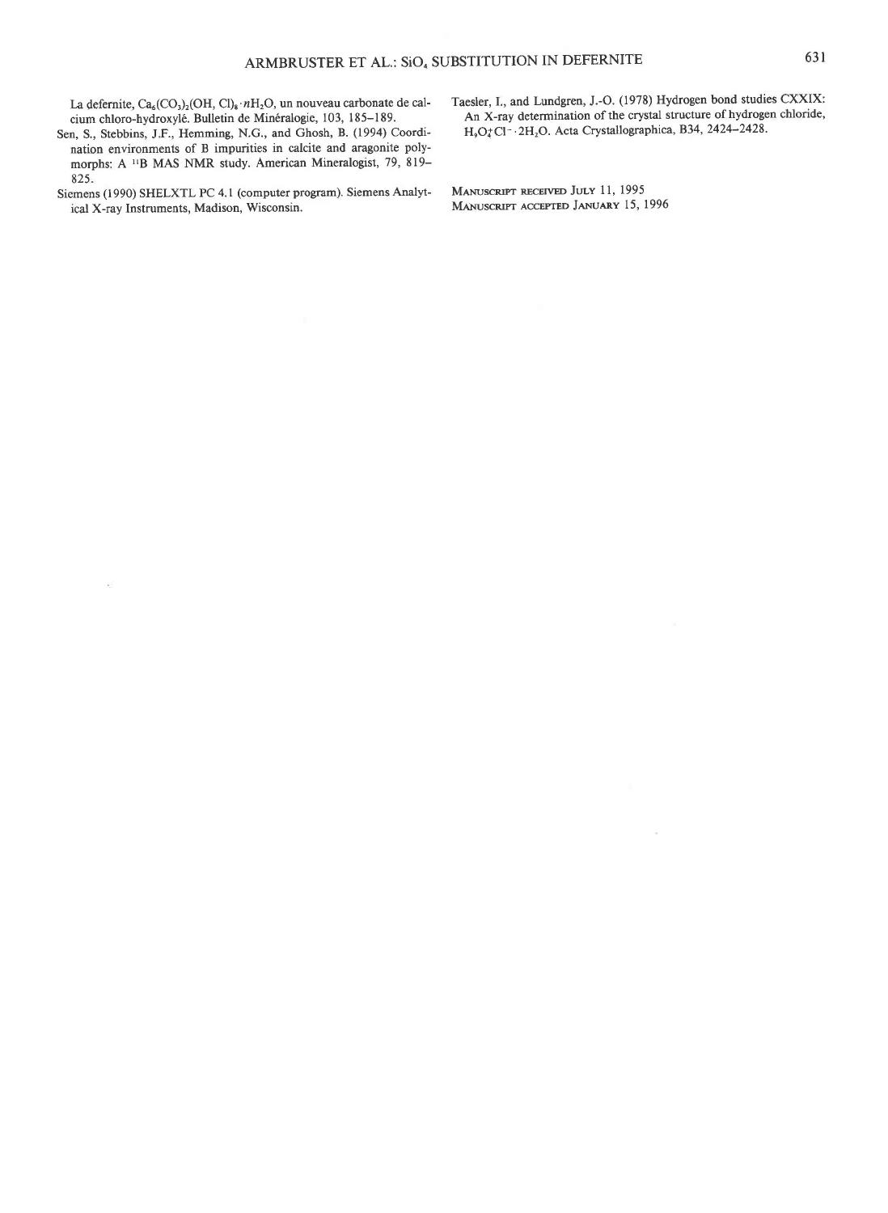La defernite, $Ca_6(CO_3)_2(OH, Cl)_8 \cdot nH_2O$, un nouveau carbonate de calcium chloro-hydroxylé. Bulletin de Minéralogie, 103, 185–189.

Sen, S., Stebbins, J.F., Hemming, N.G., and Ghosh, B. (1994) Coordination environments of B impurities in calcite and aragonite polymorphs: A $^{11}B$ MAS NMR study. American Mineralogist, 79, 819–825.

Siemens (1990) SHELXTL PC 4.1 (computer program). Siemens Analytical X-ray Instruments, Madison, Wisconsin.

Taesler, I., and Lundgren, J.-O. (1978) Hydrogen bond studies CXXIX: An X-ray determination of the crystal structure of hydrogen chloride, $H_9O_4^+Cl^- \cdot 2H_2O$. Acta Crystallographica, B34, 2424–2428.

Manuscript received July 11, 1995
Manuscript accepted January 15, 1996